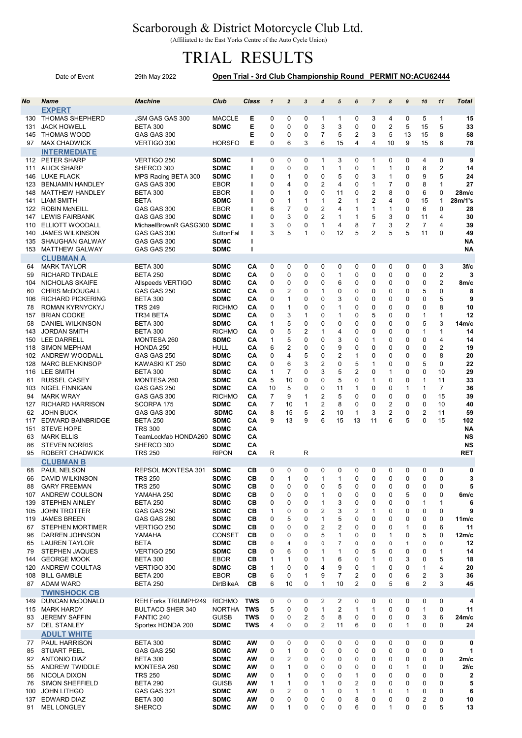# Scarborough & District Motorcycle Club Ltd.

(Affiliated to the East Yorks Centre of the Auto Cycle Union)

# TRIAL RESULTS

Date of Event: 29th May 2022 — **Open Trial - 3rd Club Championship Round PERMIT NO:ACU62444**

| No | Name | Machine | Club | Class | 1 | 2 | 3 | 4 | 5 | 6 | 7 | 8 | 9 | 10 | 11 | Total |
|---|---|---|---|---|---|---|---|---|---|---|---|---|---|---|---|---|
| | **EXPERT** | | | | | | | | | | | | | | | |
| 130 | THOMAS SHEPHERD | JSM GAS GAS 300 | MACCLE | E | 0 | 0 | 0 | 1 | 1 | 0 | 3 | 4 | 0 | 5 | 1 | 15 |
| 131 | JACK HOWELL | BETA 300 | SDMC | E | 0 | 0 | 0 | 3 | 3 | 0 | 0 | 2 | 5 | 15 | 5 | 33 |
| 145 | THOMAS WOOD | GAS GAS 300 | | E | 0 | 0 | 0 | 7 | 5 | 2 | 3 | 5 | 13 | 15 | 8 | 58 |
| 97 | MAX CHADWICK | VERTIGO 300 | HORSFO | E | 0 | 6 | 3 | 6 | 15 | 4 | 4 | 10 | 9 | 15 | 6 | 78 |
| | **INTERMEDIATE** | | | | | | | | | | | | | | | |
| 112 | PETER SHARP | VERTIGO 250 | SDMC | I | 0 | 0 | 0 | 1 | 3 | 0 | 1 | 0 | 0 | 4 | 0 | 9 |
| 111 | ALICK SHARP | SHERCO 300 | SDMC | I | 0 | 0 | 0 | 1 | 1 | 0 | 1 | 1 | 0 | 8 | 2 | 14 |
| 146 | LUKE FLACK | MPS Racing BETA 300 | SDMC | I | 0 | 1 | 0 | 0 | 5 | 0 | 3 | 1 | 0 | 9 | 5 | 24 |
| 123 | BENJAMIN HANDLEY | GAS GAS 300 | EBOR | I | 0 | 4 | 0 | 2 | 4 | 0 | 1 | 7 | 0 | 8 | 1 | 27 |
| 148 | MATTHEW HANDLEY | BETA 300 | EBOR | I | 0 | 1 | 0 | 0 | 11 | 0 | 2 | 8 | 0 | 6 | 0 | 28m/c |
| 141 | LIAM SMITH | BETA | SDMC | I | 0 | 1 | 1 | 1 | 2 | 1 | 2 | 4 | 0 | 15 | 1 | 28m/1's |
| 122 | ROBIN McNEILL | GAS GAS 300 | EBOR | I | 6 | 7 | 0 | 2 | 4 | 1 | 1 | 1 | 0 | 6 | 0 | 28 |
| 147 | LEWIS FAIRBANK | GAS GAS 300 | SDMC | I | 0 | 3 | 0 | 2 | 1 | 1 | 5 | 3 | 0 | 11 | 4 | 30 |
| 110 | ELLIOTT WOODALL | MichaelBrownR GASGAS300 | SDMC | I | 3 | 0 | 0 | 1 | 4 | 8 | 7 | 3 | 2 | 7 | 4 | 39 |
| 140 | JAMES WILKINSON | GAS GAS 300 | SuttonFal | I | 3 | 5 | 1 | 0 | 12 | 5 | 2 | 5 | 5 | 11 | 0 | 49 |
| 135 | SHAUGHAN GALWAY | GAS GAS 300 | SDMC | I | | | | | | | | | | | | NA |
| 153 | MATTHEW GALWAY | GAS GAS 250 | SDMC | I | | | | | | | | | | | | NA |
| | **CLUBMAN A** | | | | | | | | | | | | | | | |
| 64 | MARK TAYLOR | BETA 300 | SDMC | CA | 0 | 0 | 0 | 0 | 0 | 0 | 0 | 0 | 0 | 0 | 3 | 3f/c |
| 59 | RICHARD TINDALE | BETA 250 | SDMC | CA | 0 | 0 | 0 | 0 | 1 | 0 | 0 | 0 | 0 | 0 | 2 | 3 |
| 104 | NICHOLAS SKAIFE | Allspeeds VERTIGO | SDMC | CA | 0 | 0 | 0 | 0 | 6 | 0 | 0 | 0 | 0 | 0 | 2 | 8m/c |
| 60 | CHRIS McDOUGALL | GAS GAS 250 | SDMC | CA | 0 | 2 | 0 | 1 | 0 | 0 | 0 | 0 | 0 | 5 | 0 | 8 |
| 106 | RICHARD PICKERING | BETA 300 | SDMC | CA | 0 | 1 | 0 | 0 | 3 | 0 | 0 | 0 | 0 | 0 | 5 | 9 |
| 78 | ROMAN KYRNYCKYJ | TRS 249 | RICHMO | CA | 0 | 1 | 0 | 0 | 1 | 0 | 0 | 0 | 0 | 0 | 8 | 10 |
| 157 | BRIAN COOKE | TR34 BETA | SDMC | CA | 0 | 3 | 1 | 0 | 1 | 0 | 5 | 0 | 0 | 1 | 1 | 12 |
| 58 | DANIEL WILKINSON | BETA 300 | SDMC | CA | 1 | 5 | 0 | 0 | 0 | 0 | 0 | 0 | 0 | 5 | 3 | 14m/c |
| 143 | JORDAN SMITH | BETA 300 | RICHMO | CA | 0 | 5 | 2 | 1 | 4 | 0 | 0 | 0 | 0 | 1 | 1 | 14 |
| 150 | LEE DARRELL | MONTESA 260 | SDMC | CA | 1 | 5 | 0 | 0 | 3 | 0 | 1 | 0 | 0 | 0 | 4 | 14 |
| 118 | SIMON MEPHAM | HONDA 250 | HULL | CA | 6 | 2 | 0 | 0 | 9 | 0 | 0 | 0 | 0 | 0 | 2 | 19 |
| 102 | ANDREW WOODALL | GAS GAS 250 | SDMC | CA | 0 | 4 | 5 | 0 | 2 | 1 | 0 | 0 | 0 | 0 | 8 | 20 |
| 128 | MARC BLENKINSOP | KAWASKI KT 250 | SDMC | CA | 0 | 6 | 3 | 2 | 0 | 5 | 1 | 0 | 0 | 5 | 0 | 22 |
| 116 | LEE SMITH | BETA 300 | SDMC | CA | 1 | 7 | 0 | 3 | 5 | 2 | 0 | 1 | 0 | 0 | 10 | 29 |
| 61 | RUSSEL CASEY | MONTESA 260 | SDMC | CA | 5 | 10 | 0 | 0 | 5 | 0 | 1 | 0 | 0 | 1 | 11 | 33 |
| 103 | NIGEL FINNIGAN | GAS GAS 250 | SDMC | CA | 10 | 5 | 0 | 0 | 11 | 1 | 0 | 0 | 1 | 1 | 7 | 36 |
| 94 | MARK WRAY | GAS GAS 300 | RICHMO | CA | 7 | 9 | 1 | 2 | 5 | 0 | 0 | 0 | 0 | 0 | 15 | 39 |
| 127 | RICHARD HARRISON | SCORPA 175 | SDMC | CA | 7 | 10 | 1 | 2 | 8 | 0 | 0 | 2 | 0 | 0 | 10 | 40 |
| 62 | JOHN BUCK | GAS GAS 300 | SDMC | CA | 8 | 15 | 5 | 2 | 10 | 1 | 3 | 2 | 0 | 2 | 11 | 59 |
| 117 | EDWARD BAINBRIDGE | BETA 250 | SDMC | CA | 9 | 13 | 9 | 6 | 15 | 13 | 11 | 6 | 5 | 0 | 15 | 102 |
| 151 | STEVE HOPE | TRS 300 | SDMC | CA | | | | | | | | | | | | NA |
| 63 | MARK ELLIS | TeamLockfab HONDA260 | SDMC | CA | | | | | | | | | | | | NS |
| 86 | STEVEN NORRIS | SHERCO 300 | SDMC | CA | | | | | | | | | | | | NS |
| 95 | ROBERT CHADWICK | TRS 250 | RIPON | CA | R | | R | | | | | | | | | RET |
| | **CLUBMAN B** | | | | | | | | | | | | | | | |
| 68 | PAUL NELSON | REPSOL MONTESA 301 | SDMC | CB | 0 | 0 | 0 | 0 | 0 | 0 | 0 | 0 | 0 | 0 | 0 | 0 |
| 66 | DAVID WILKINSON | TRS 250 | SDMC | CB | 0 | 1 | 0 | 1 | 1 | 0 | 0 | 0 | 0 | 0 | 0 | 3 |
| 88 | GARY FREEMAN | TRS 250 | SDMC | CB | 0 | 0 | 0 | 0 | 5 | 0 | 0 | 0 | 0 | 0 | 0 | 5 |
| 107 | ANDREW COULSON | YAMAHA 250 | SDMC | CB | 0 | 0 | 0 | 1 | 0 | 0 | 0 | 0 | 5 | 0 | 0 | 6m/c |
| 139 | STEPHEN AINLEY | BETA 250 | SDMC | CB | 0 | 0 | 0 | 1 | 3 | 0 | 0 | 0 | 0 | 1 | 1 | 6 |
| 105 | JOHN TROTTER | GAS GAS 250 | SDMC | CB | 1 | 0 | 0 | 2 | 3 | 2 | 1 | 0 | 0 | 0 | 0 | 9 |
| 119 | JAMES BREEN | GAS GAS 280 | SDMC | CB | 0 | 5 | 0 | 1 | 5 | 0 | 0 | 0 | 0 | 0 | 0 | 11m/c |
| 67 | STEPHEN MORTIMER | VERTIGO 250 | SDMC | CB | 0 | 0 | 0 | 2 | 2 | 0 | 0 | 0 | 1 | 0 | 6 | 11 |
| 96 | DARREN JOHNSON | YAMAHA | CONSET | CB | 0 | 0 | 0 | 5 | 1 | 0 | 0 | 1 | 0 | 5 | 0 | 12m/c |
| 65 | LAUREN TAYLOR | BETA | SDMC | CB | 0 | 4 | 0 | 0 | 7 | 0 | 0 | 0 | 1 | 0 | 0 | 12 |
| 79 | STEPHEN JAQUES | VERTIGO 250 | SDMC | CB | 0 | 6 | 0 | 1 | 1 | 0 | 5 | 0 | 0 | 0 | 1 | 14 |
| 144 | GEORGE MOOK | BETA 300 | EBOR | CB | 1 | 1 | 0 | 1 | 6 | 0 | 1 | 0 | 3 | 0 | 5 | 18 |
| 120 | ANDREW COULTAS | VERTIGO 300 | SDMC | CB | 1 | 0 | 0 | 4 | 9 | 0 | 1 | 0 | 0 | 1 | 4 | 20 |
| 108 | BILL GAMBLE | BETA 200 | EBOR | CB | 6 | 0 | 1 | 9 | 7 | 2 | 0 | 0 | 6 | 2 | 3 | 36 |
| 87 | ADAM WARD | BETA 250 | DirtBikeA | CB | 6 | 10 | 0 | 1 | 10 | 2 | 0 | 5 | 6 | 2 | 3 | 45 |
| | **TWINSHOCK CB** | | | | | | | | | | | | | | | |
| 149 | DUNCAN McDONALD | REH Forks TRIUMPH249 | RICHMO | TWS | 0 | 0 | 0 | 2 | 2 | 0 | 0 | 0 | 0 | 0 | 0 | 4 |
| 115 | MARK HARDY | BULTACO SHER 340 | NORTHA | TWS | 5 | 0 | 0 | 1 | 2 | 1 | 1 | 0 | 0 | 1 | 0 | 11 |
| 93 | JEREMY SAFFIN | FANTIC 240 | GUISB | TWS | 0 | 0 | 2 | 5 | 8 | 0 | 0 | 0 | 0 | 3 | 6 | 24m/c |
| 57 | DEL STANLEY | Sportex HONDA 200 | SDMC | TWS | 4 | 0 | 0 | 2 | 11 | 6 | 0 | 0 | 1 | 0 | 0 | 24 |
| | **ADULT WHITE** | | | | | | | | | | | | | | | |
| 77 | PAUL HARRISON | BETA 300 | SDMC | AW | 0 | 0 | 0 | 0 | 0 | 0 | 0 | 0 | 0 | 0 | 0 | 0 |
| 85 | STUART PEEL | GAS GAS 250 | SDMC | AW | 0 | 1 | 0 | 0 | 0 | 0 | 0 | 0 | 0 | 0 | 0 | 1 |
| 92 | ANTONIO DIAZ | BETA 300 | SDMC | AW | 0 | 2 | 0 | 0 | 0 | 0 | 0 | 0 | 0 | 0 | 0 | 2m/c |
| 55 | ANDREW TWIDDLE | MONTESA 260 | SDMC | AW | 0 | 1 | 0 | 0 | 0 | 0 | 0 | 0 | 1 | 0 | 0 | 2f/c |
| 56 | NICOLA DIXON | TRS 250 | SDMC | AW | 0 | 1 | 0 | 0 | 0 | 1 | 0 | 0 | 0 | 0 | 0 | 2 |
| 76 | SIMON SHEFFIELD | BETA 290 | GUISB | AW | 1 | 1 | 0 | 1 | 0 | 2 | 0 | 0 | 0 | 0 | 0 | 5 |
| 100 | JOHN LITHGO | GAS GAS 321 | SDMC | AW | 0 | 2 | 0 | 1 | 0 | 1 | 1 | 0 | 1 | 0 | 0 | 6 |
| 137 | EDWARD DIAZ | BETA 300 | SDMC | AW | 0 | 0 | 0 | 0 | 0 | 8 | 0 | 0 | 0 | 2 | 0 | 10 |
| 91 | MEL LONGLEY | SHERCO | SDMC | AW | 0 | 1 | 0 | 0 | 0 | 6 | 0 | 1 | 0 | 0 | 5 | 13 |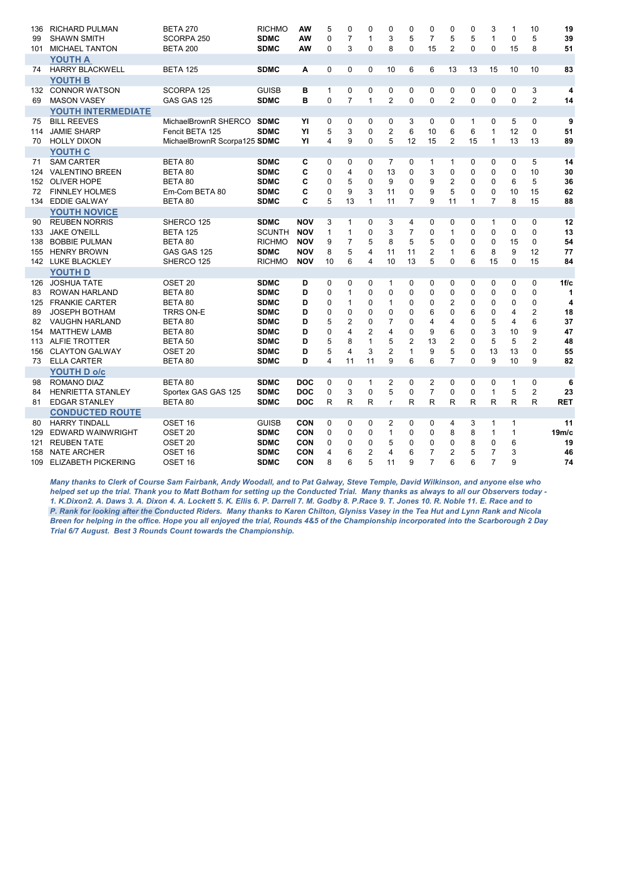| | | | | | | | | | | | | | | | | | | |
|---|---|---|---|---|---|---|---|---|---|---|---|---|---|---|---|---|---|---|
| 136 | RICHARD PULMAN | BETA 270 | RICHMO | **AW** | 5 | 0 | 0 | 0 | 0 | 0 | 0 | 0 | 3 | 1 | 10 | | **19** |
| 99 | SHAWN SMITH | SCORPA 250 | **SDMC** | **AW** | 0 | 7 | 1 | 3 | 5 | 7 | 5 | 5 | 1 | 0 | 5 | | **39** |
| 101 | MICHAEL TANTON | BETA 200 | **SDMC** | **AW** | 0 | 3 | 0 | 8 | 0 | 15 | 2 | 0 | 0 | 15 | 8 | | **51** |
| | **YOUTH A** | | | | | | | | | | | | | | | | |
| 74 | HARRY BLACKWELL | BETA 125 | **SDMC** | **A** | 0 | 0 | 0 | 10 | 6 | 6 | 13 | 13 | 15 | 10 | 10 | | **83** |
| | **YOUTH B** | | | | | | | | | | | | | | | | |
| 132 | CONNOR WATSON | SCORPA 125 | **GUISB** | **B** | 1 | 0 | 0 | 0 | 0 | 0 | 0 | 0 | 0 | 0 | 3 | | **4** |
| 69 | MASON VASEY | GAS GAS 125 | **SDMC** | **B** | 0 | 7 | 1 | 2 | 0 | 0 | 2 | 0 | 0 | 0 | 2 | | **14** |
| | **YOUTH INTERMEDIATE** | | | | | | | | | | | | | | | | |
| 75 | BILL REEVES | MichaelBrownR SHERCO | **SDMC** | **YI** | 0 | 0 | 0 | 0 | 3 | 0 | 0 | 1 | 0 | 5 | 0 | | **9** |
| 114 | JAMIE SHARP | Fencit BETA 125 | **SDMC** | **YI** | 5 | 3 | 0 | 2 | 6 | 10 | 6 | 6 | 1 | 12 | 0 | | **51** |
| 70 | HOLLY DIXON | MichaelBrownR Scorpa125 | **SDMC** | **YI** | 4 | 9 | 0 | 5 | 12 | 15 | 2 | 15 | 1 | 13 | 13 | | **89** |
| | **YOUTH C** | | | | | | | | | | | | | | | | |
| 71 | SAM CARTER | BETA 80 | **SDMC** | **C** | 0 | 0 | 0 | 7 | 0 | 1 | 1 | 0 | 0 | 0 | 5 | | **14** |
| 124 | VALENTINO BREEN | BETA 80 | **SDMC** | **C** | 0 | 4 | 0 | 13 | 0 | 3 | 0 | 0 | 0 | 0 | 10 | | **30** |
| 152 | OLIVER HOPE | BETA 80 | **SDMC** | **C** | 0 | 5 | 0 | 9 | 0 | 9 | 2 | 0 | 0 | 6 | 5 | | **36** |
| 72 | FINNLEY HOLMES | Em-Com BETA 80 | **SDMC** | **C** | 0 | 9 | 3 | 11 | 0 | 9 | 5 | 0 | 0 | 10 | 15 | | **62** |
| 134 | EDDIE GALWAY | BETA 80 | **SDMC** | **C** | 5 | 13 | 1 | 11 | 7 | 9 | 11 | 1 | 7 | 8 | 15 | | **88** |
| | **YOUTH NOVICE** | | | | | | | | | | | | | | | | |
| 90 | REUBEN NORRIS | SHERCO 125 | **SDMC** | **NOV** | 3 | 1 | 0 | 3 | 4 | 0 | 0 | 0 | 1 | 0 | 0 | | **12** |
| 133 | JAKE O'NEILL | BETA 125 | **SCUNTH** | **NOV** | 1 | 1 | 0 | 3 | 7 | 0 | 1 | 0 | 0 | 0 | 0 | | **13** |
| 138 | BOBBIE PULMAN | BETA 80 | **RICHMO** | **NOV** | 9 | 7 | 5 | 8 | 5 | 5 | 0 | 0 | 0 | 15 | 0 | | **54** |
| 155 | HENRY BROWN | GAS GAS 125 | **SDMC** | **NOV** | 8 | 5 | 4 | 11 | 11 | 2 | 1 | 6 | 8 | 9 | 12 | | **77** |
| 142 | LUKE BLACKLEY | SHERCO 125 | **RICHMO** | **NOV** | 10 | 6 | 4 | 10 | 13 | 5 | 0 | 6 | 15 | 0 | 15 | | **84** |
| | **YOUTH D** | | | | | | | | | | | | | | | | |
| 126 | JOSHUA TATE | OSET 20 | **SDMC** | **D** | 0 | 0 | 0 | 1 | 0 | 0 | 0 | 0 | 0 | 0 | 0 | | **1f/c** |
| 83 | ROWAN HARLAND | BETA 80 | **SDMC** | **D** | 0 | 1 | 0 | 0 | 0 | 0 | 0 | 0 | 0 | 0 | 0 | | **1** |
| 125 | FRANKIE CARTER | BETA 80 | **SDMC** | **D** | 0 | 1 | 0 | 1 | 0 | 0 | 2 | 0 | 0 | 0 | 0 | | **4** |
| 89 | JOSEPH BOTHAM | TRRS ON-E | **SDMC** | **D** | 0 | 0 | 0 | 0 | 0 | 6 | 0 | 6 | 0 | 4 | 2 | | **18** |
| 82 | VAUGHN HARLAND | BETA 80 | **SDMC** | **D** | 5 | 2 | 0 | 7 | 0 | 4 | 4 | 0 | 5 | 4 | 6 | | **37** |
| 154 | MATTHEW LAMB | BETA 80 | **SDMC** | **D** | 0 | 4 | 2 | 4 | 0 | 9 | 6 | 0 | 3 | 10 | 9 | | **47** |
| 113 | ALFIE TROTTER | BETA 50 | **SDMC** | **D** | 5 | 8 | 1 | 5 | 2 | 13 | 2 | 0 | 5 | 5 | 2 | | **48** |
| 156 | CLAYTON GALWAY | OSET 20 | **SDMC** | **D** | 5 | 4 | 3 | 2 | 1 | 9 | 5 | 0 | 13 | 13 | 0 | | **55** |
| 73 | ELLA CARTER | BETA 80 | **SDMC** | **D** | 4 | 11 | 11 | 9 | 6 | 6 | 7 | 0 | 9 | 10 | 9 | | **82** |
| | **YOUTH D o/c** | | | | | | | | | | | | | | | | |
| 98 | ROMANO DIAZ | BETA 80 | **SDMC** | **DOC** | 0 | 0 | 1 | 2 | 0 | 2 | 0 | 0 | 0 | 1 | 0 | | **6** |
| 84 | HENRIETTA STANLEY | Sportex GAS GAS 125 | **SDMC** | **DOC** | 0 | 3 | 0 | 5 | 0 | 7 | 0 | 0 | 1 | 5 | 2 | | **23** |
| 81 | EDGAR STANLEY | BETA 80 | **SDMC** | **DOC** | R | R | R | r | R | R | R | R | R | R | R | | **RET** |
| | **CONDUCTED ROUTE** | | | | | | | | | | | | | | | | |
| 80 | HARRY TINDALL | OSET 16 | **GUISB** | **CON** | 0 | 0 | 0 | 2 | 0 | 0 | 4 | 3 | 1 | 1 | | | **11** |
| 129 | EDWARD WAINWRIGHT | OSET 20 | **SDMC** | **CON** | 0 | 0 | 0 | 1 | 0 | 0 | 8 | 8 | 1 | 1 | | | **19m/c** |
| 121 | REUBEN TATE | OSET 20 | **SDMC** | **CON** | 0 | 0 | 0 | 5 | 0 | 0 | 0 | 8 | 0 | 6 | | | **19** |
| 158 | NATE ARCHER | OSET 16 | **SDMC** | **CON** | 4 | 6 | 2 | 4 | 6 | 7 | 2 | 5 | 7 | 3 | | | **46** |
| 109 | ELIZABETH PICKERING | OSET 16 | **SDMC** | **CON** | 8 | 6 | 5 | 11 | 9 | 7 | 6 | 6 | 7 | 9 | | | **74** |

***Many thanks to Clerk of Course Sam Fairbank, Andy Woodall, and to Pat Galway, Steve Temple, David Wilkinson, and anyone else who helped set up the trial. Thank you to Matt Botham for setting up the Conducted Trial. Many thanks as always to all our Observers today - 1. K.Dixon2. A. Daws 3. A. Dixon 4. A. Lockett 5. K. Ellis 6. P. Darrell 7. M. Godby 8. P.Race 9. T. Jones 10. R. Noble 11. E. Race and to P. Rank for looking after the Conducted Riders. Many thanks to Karen Chilton, Glyniss Vasey in the Tea Hut and Lynn Rank and Nicola Breen for helping in the office. Hope you all enjoyed the trial, Rounds 4&5 of the Championship incorporated into the Scarborough 2 Day Trial 6/7 August. Best 3 Rounds Count towards the Championship.***